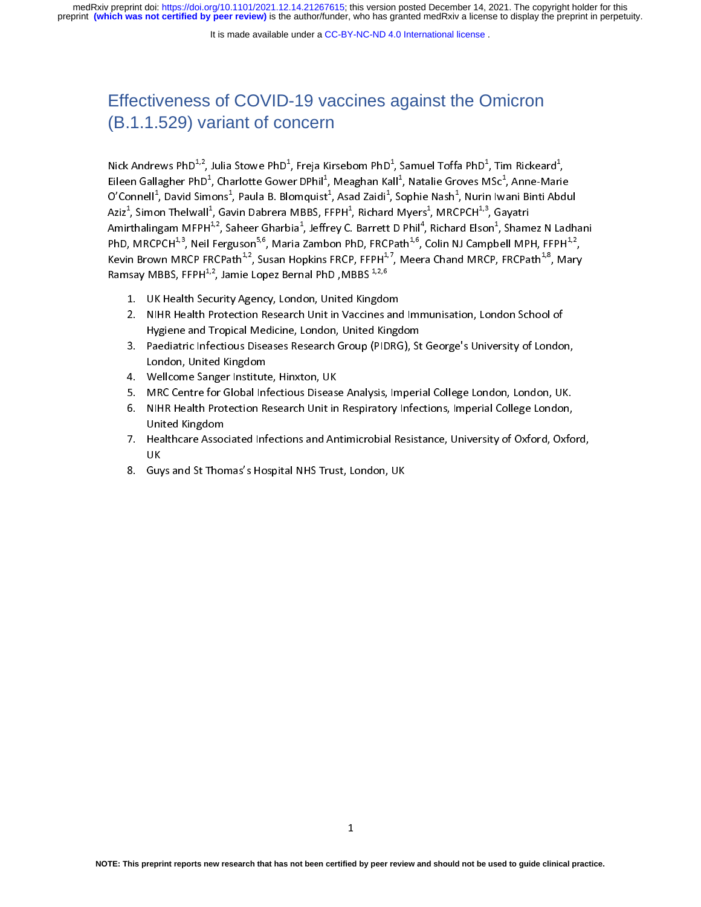# Effectiveness of COVID-19 vaccines against the Omicron (B.1.1.529) variant of concern

Nick Andrews PhD[1,2], Julia Stowe PhD[1], Freja Kirsebom PhD[1], Samuel Toffa PhD[1], Tim Rickeard[1], Eileen Gallagher PhD[1], Charlotte Gower DPhil[1], Meaghan Kall[1], Natalie Groves MSc[1], Anne-Marie O'Connell[1], David Simons[1], Paula B. Blomquist[1], Asad Zaidi[1], Sophie Nash[1], Nurin Iwani Binti Abdul Aziz[1], Simon Thelwall[1], Gavin Dabrera MBBS, FFPH[1], Richard Myers[1], MRCPCH[1,3], Gayatri Amirthalingam MFPH[1,2], Saheer Gharbia[1], Jeffrey C. Barrett D Phil[4], Richard Elson[1], Shamez N Ladhani PhD, MRCPCH[1,3], Neil Ferguson[5,6], Maria Zambon PhD, FRCPath[1,6], Colin NJ Campbell MPH, FFPH[1,2], Kevin Brown MRCP FRCPath[1,2], Susan Hopkins FRCP, FFPH[1,7], Meera Chand MRCP, FRCPath [1,8], Mary Ramsay MBBS, FFPH[1,2], Jamie Lopez Bernal PhD ,MBBS [1,2,6]

1. UK Health Security Agency, London, United Kingdom
2. NIHR Health Protection Research Unit in Vaccines and Immunisation, London School of Hygiene and Tropical Medicine, London, United Kingdom
3. Paediatric Infectious Diseases Research Group (PIDRG), St George's University of London, London, United Kingdom
4. Wellcome Sanger Institute, Hinxton, UK
5. MRC Centre for Global Infectious Disease Analysis, Imperial College London, London, UK.
6. NIHR Health Protection Research Unit in Respiratory Infections, Imperial College London, United Kingdom
7. Healthcare Associated Infections and Antimicrobial Resistance, University of Oxford, Oxford, UK
8. Guys and St Thomas's Hospital NHS Trust, London, UK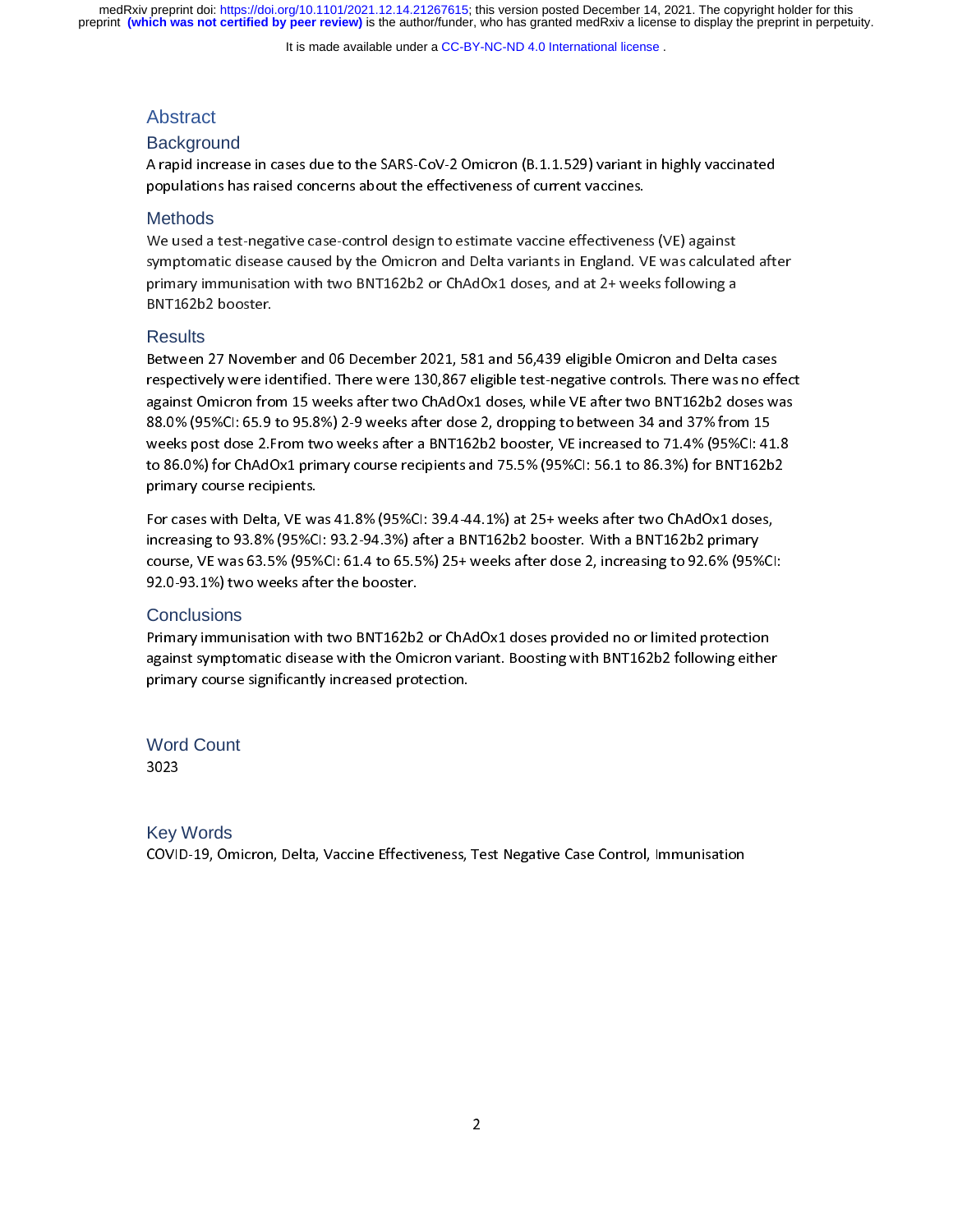# Abstract

## Background

A rapid increase in cases due to the SARS-CoV-2 Omicron (B.1.1.529) variant in highly vaccinated populations has raised concerns about the effectiveness of current vaccines.

## Methods

We used a test-negative case-control design to estimate vaccine effectiveness (VE) against symptomatic disease caused by the Omicron and Delta variants in England. VE was calculated after primary immunisation with two BNT162b2 or ChAdOx1 doses, and at 2+ weeks following a BNT162b2 booster.

## Results

Between 27 November and 06 December 2021, 581 and 56,439 eligible Omicron and Delta cases respectively were identified. There were 130,867 eligible test-negative controls. There was no effect against Omicron from 15 weeks after two ChAdOx1 doses, while VE after two BNT162b2 doses was 88.0% (95%CI: 65.9 to 95.8%) 2-9 weeks after dose 2, dropping to between 34 and 37% from 15 weeks post dose 2.From two weeks after a BNT162b2 booster, VE increased to 71.4% (95%CI: 41.8 to 86.0%) for ChAdOx1 primary course recipients and 75.5% (95%CI: 56.1 to 86.3%) for BNT162b2 primary course recipients.

For cases with Delta, VE was 41.8% (95%CI: 39.4-44.1%) at 25+ weeks after two ChAdOx1 doses, increasing to 93.8% (95%CI: 93.2-94.3%) after a BNT162b2 booster. With a BNT162b2 primary course, VE was 63.5% (95%CI: 61.4 to 65.5%) 25+ weeks after dose 2, increasing to 92.6% (95%CI: 92.0-93.1%) two weeks after the booster.

## Conclusions

Primary immunisation with two BNT162b2 or ChAdOx1 doses provided no or limited protection against symptomatic disease with the Omicron variant. Boosting with BNT162b2 following either primary course significantly increased protection.

# Word Count

3023

# Key Words

COVID-19, Omicron, Delta, Vaccine Effectiveness, Test Negative Case Control, Immunisation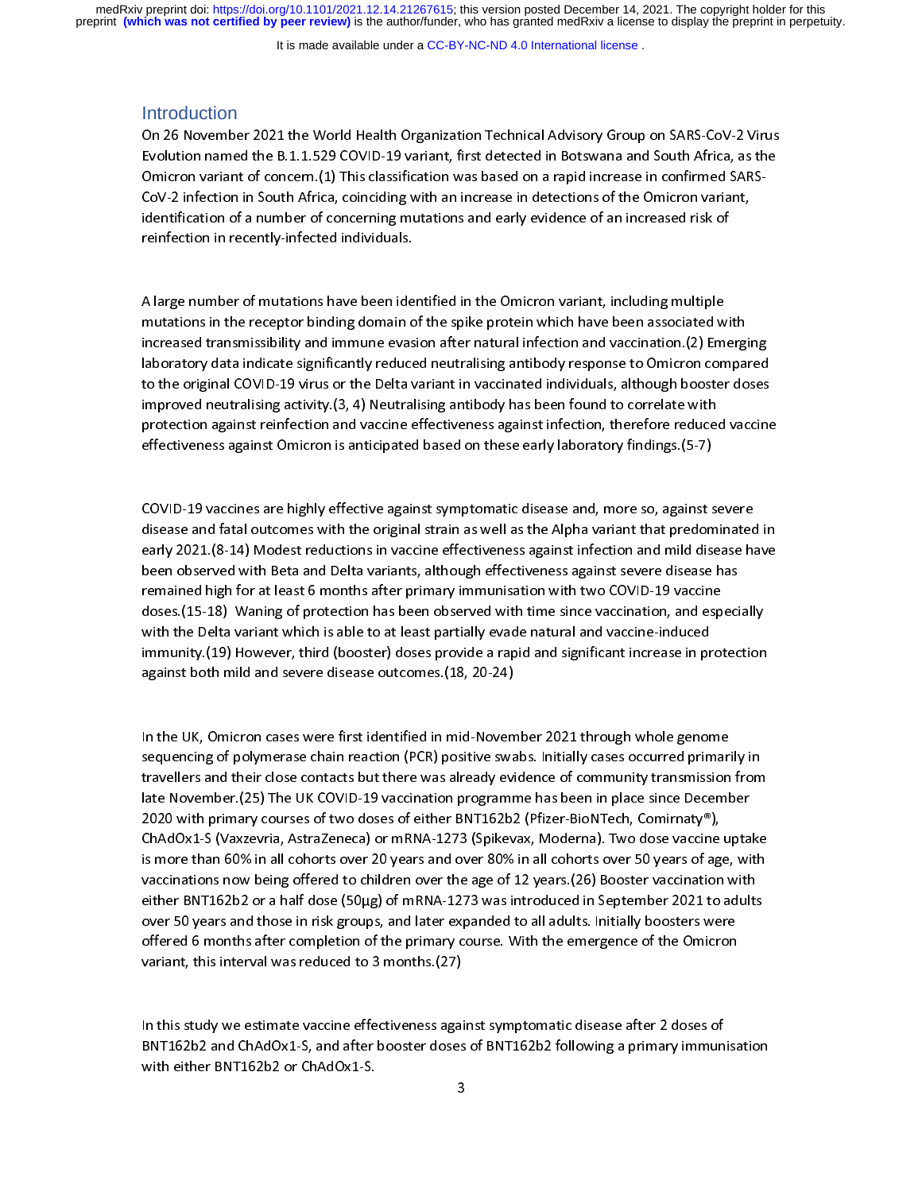## Introduction

On 26 November 2021 the World Health Organization Technical Advisory Group on SARS-CoV-2 Virus Evolution named the B.1.1.529 COVID-19 variant, first detected in Botswana and South Africa, as the Omicron variant of concern.(1) This classification was based on a rapid increase in confirmed SARS-CoV-2 infection in South Africa, coinciding with an increase in detections of the Omicron variant, identification of a number of concerning mutations and early evidence of an increased risk of reinfection in recently-infected individuals.

A large number of mutations have been identified in the Omicron variant, including multiple mutations in the receptor binding domain of the spike protein which have been associated with increased transmissibility and immune evasion after natural infection and vaccination.(2) Emerging laboratory data indicate significantly reduced neutralising antibody response to Omicron compared to the original COVID-19 virus or the Delta variant in vaccinated individuals, although booster doses improved neutralising activity.(3, 4) Neutralising antibody has been found to correlate with protection against reinfection and vaccine effectiveness against infection, therefore reduced vaccine effectiveness against Omicron is anticipated based on these early laboratory findings.(5-7)

COVID-19 vaccines are highly effective against symptomatic disease and, more so, against severe disease and fatal outcomes with the original strain as well as the Alpha variant that predominated in early 2021.(8-14) Modest reductions in vaccine effectiveness against infection and mild disease have been observed with Beta and Delta variants, although effectiveness against severe disease has remained high for at least 6 months after primary immunisation with two COVID-19 vaccine doses.(15-18) Waning of protection has been observed with time since vaccination, and especially with the Delta variant which is able to at least partially evade natural and vaccine-induced immunity.(19) However, third (booster) doses provide a rapid and significant increase in protection against both mild and severe disease outcomes.(18, 20-24)

In the UK, Omicron cases were first identified in mid-November 2021 through whole genome sequencing of polymerase chain reaction (PCR) positive swabs. Initially cases occurred primarily in travellers and their close contacts but there was already evidence of community transmission from late November.(25) The UK COVID-19 vaccination programme has been in place since December 2020 with primary courses of two doses of either BNT162b2 (Pfizer-BioNTech, Comirnaty®), ChAdOx1-S (Vaxzevria, AstraZeneca) or mRNA-1273 (Spikevax, Moderna). Two dose vaccine uptake is more than 60% in all cohorts over 20 years and over 80% in all cohorts over 50 years of age, with vaccinations now being offered to children over the age of 12 years.(26) Booster vaccination with either BNT162b2 or a half dose (50µg) of mRNA-1273 was introduced in September 2021 to adults over 50 years and those in risk groups, and later expanded to all adults. Initially boosters were offered 6 months after completion of the primary course. With the emergence of the Omicron variant, this interval was reduced to 3 months.(27)

In this study we estimate vaccine effectiveness against symptomatic disease after 2 doses of BNT162b2 and ChAdOx1-S, and after booster doses of BNT162b2 following a primary immunisation with either BNT162b2 or ChAdOx1-S.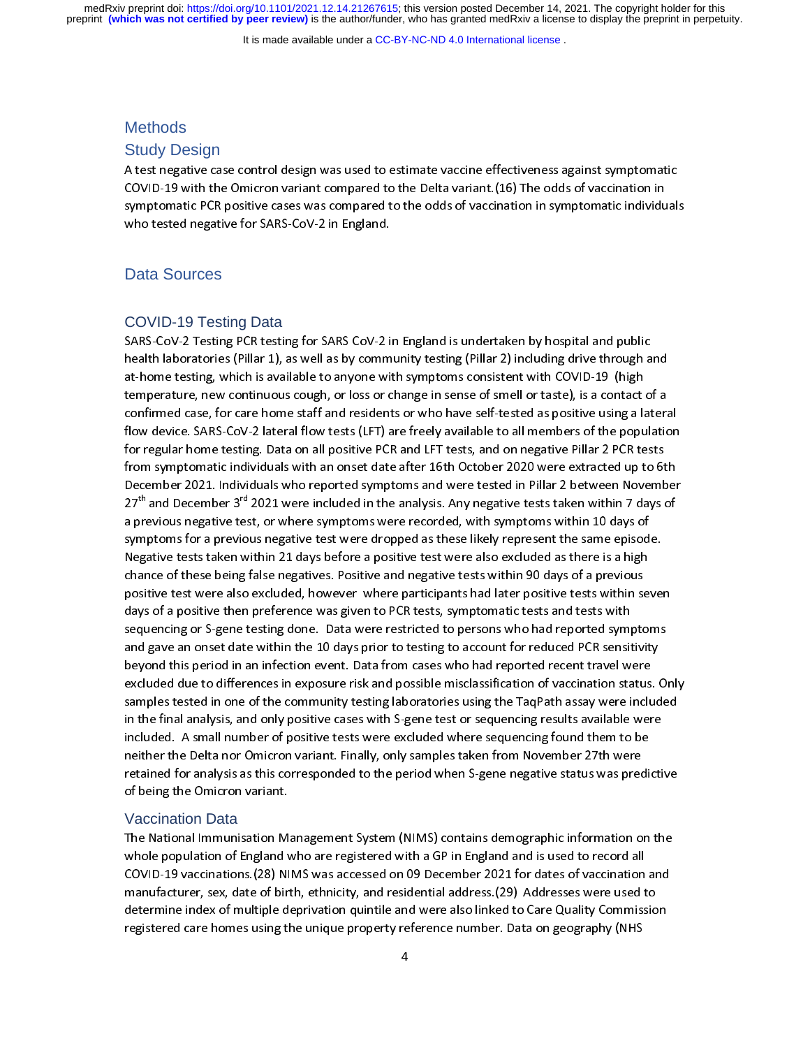# Methods

## Study Design

A test negative case control design was used to estimate vaccine effectiveness against symptomatic COVID-19 with the Omicron variant compared to the Delta variant.(16) The odds of vaccination in symptomatic PCR positive cases was compared to the odds of vaccination in symptomatic individuals who tested negative for SARS-CoV-2 in England.

## Data Sources

### COVID-19 Testing Data

SARS-CoV-2 Testing PCR testing for SARS CoV-2 in England is undertaken by hospital and public health laboratories (Pillar 1), as well as by community testing (Pillar 2) including drive through and at-home testing, which is available to anyone with symptoms consistent with COVID-19 (high temperature, new continuous cough, or loss or change in sense of smell or taste), is a contact of a confirmed case, for care home staff and residents or who have self-tested as positive using a lateral flow device. SARS-CoV-2 lateral flow tests (LFT) are freely available to all members of the population for regular home testing. Data on all positive PCR and LFT tests, and on negative Pillar 2 PCR tests from symptomatic individuals with an onset date after 16th October 2020 were extracted up to 6th December 2021. Individuals who reported symptoms and were tested in Pillar 2 between November 27th and December 3rd 2021 were included in the analysis. Any negative tests taken within 7 days of a previous negative test, or where symptoms were recorded, with symptoms within 10 days of symptoms for a previous negative test were dropped as these likely represent the same episode. Negative tests taken within 21 days before a positive test were also excluded as there is a high chance of these being false negatives. Positive and negative tests within 90 days of a previous positive test were also excluded, however where participants had later positive tests within seven days of a positive then preference was given to PCR tests, symptomatic tests and tests with sequencing or S-gene testing done. Data were restricted to persons who had reported symptoms and gave an onset date within the 10 days prior to testing to account for reduced PCR sensitivity beyond this period in an infection event. Data from cases who had reported recent travel were excluded due to differences in exposure risk and possible misclassification of vaccination status. Only samples tested in one of the community testing laboratories using the TaqPath assay were included in the final analysis, and only positive cases with S-gene test or sequencing results available were included. A small number of positive tests were excluded where sequencing found them to be neither the Delta nor Omicron variant. Finally, only samples taken from November 27th were retained for analysis as this corresponded to the period when S-gene negative status was predictive of being the Omicron variant.

### Vaccination Data

The National Immunisation Management System (NIMS) contains demographic information on the whole population of England who are registered with a GP in England and is used to record all COVID-19 vaccinations.(28) NIMS was accessed on 09 December 2021 for dates of vaccination and manufacturer, sex, date of birth, ethnicity, and residential address.(29) Addresses were used to determine index of multiple deprivation quintile and were also linked to Care Quality Commission registered care homes using the unique property reference number. Data on geography (NHS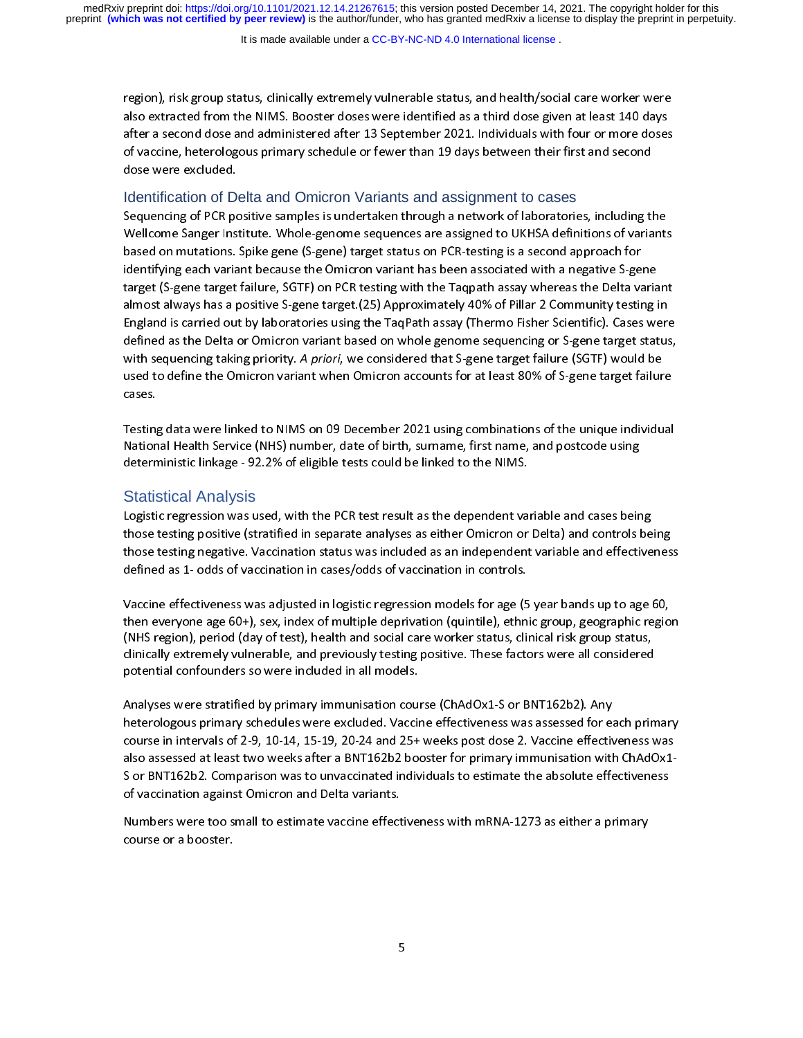region), risk group status, clinically extremely vulnerable status, and health/social care worker were also extracted from the NIMS. Booster doses were identified as a third dose given at least 140 days after a second dose and administered after 13 September 2021. Individuals with four or more doses of vaccine, heterologous primary schedule or fewer than 19 days between their first and second dose were excluded.

## Identification of Delta and Omicron Variants and assignment to cases

Sequencing of PCR positive samples is undertaken through a network of laboratories, including the Wellcome Sanger Institute. Whole-genome sequences are assigned to UKHSA definitions of variants based on mutations. Spike gene (S-gene) target status on PCR-testing is a second approach for identifying each variant because the Omicron variant has been associated with a negative S-gene target (S-gene target failure, SGTF) on PCR testing with the Taqpath assay whereas the Delta variant almost always has a positive S-gene target.(25) Approximately 40% of Pillar 2 Community testing in England is carried out by laboratories using the TaqPath assay (Thermo Fisher Scientific). Cases were defined as the Delta or Omicron variant based on whole genome sequencing or S-gene target status, with sequencing taking priority. *A priori*, we considered that S-gene target failure (SGTF) would be used to define the Omicron variant when Omicron accounts for at least 80% of S-gene target failure cases.

Testing data were linked to NIMS on 09 December 2021 using combinations of the unique individual National Health Service (NHS) number, date of birth, surname, first name, and postcode using deterministic linkage - 92.2% of eligible tests could be linked to the NIMS.

## Statistical Analysis

Logistic regression was used, with the PCR test result as the dependent variable and cases being those testing positive (stratified in separate analyses as either Omicron or Delta) and controls being those testing negative. Vaccination status was included as an independent variable and effectiveness defined as 1- odds of vaccination in cases/odds of vaccination in controls.

Vaccine effectiveness was adjusted in logistic regression models for age (5 year bands up to age 60, then everyone age 60+), sex, index of multiple deprivation (quintile), ethnic group, geographic region (NHS region), period (day of test), health and social care worker status, clinical risk group status, clinically extremely vulnerable, and previously testing positive. These factors were all considered potential confounders so were included in all models.

Analyses were stratified by primary immunisation course (ChAdOx1-S or BNT162b2). Any heterologous primary schedules were excluded. Vaccine effectiveness was assessed for each primary course in intervals of 2-9, 10-14, 15-19, 20-24 and 25+ weeks post dose 2. Vaccine effectiveness was also assessed at least two weeks after a BNT162b2 booster for primary immunisation with ChAdOx1-S or BNT162b2. Comparison was to unvaccinated individuals to estimate the absolute effectiveness of vaccination against Omicron and Delta variants.

Numbers were too small to estimate vaccine effectiveness with mRNA-1273 as either a primary course or a booster.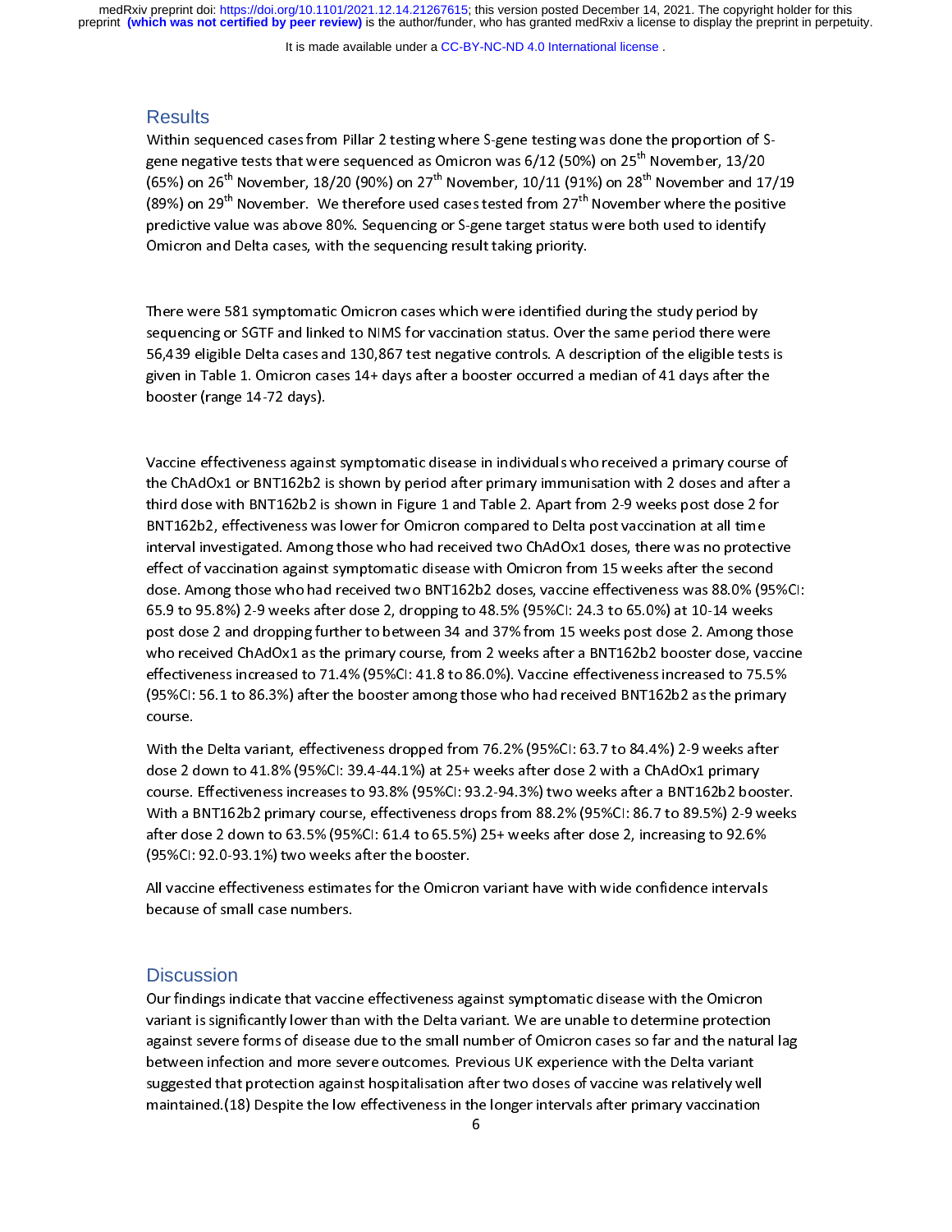## Results

Within sequenced cases from Pillar 2 testing where S-gene testing was done the proportion of S-gene negative tests that were sequenced as Omicron was 6/12 (50%) on 25[th] November, 13/20 (65%) on 26[th] November, 18/20 (90%) on 27[th] November, 10/11 (91%) on 28[th] November and 17/19 (89%) on 29[th] November. We therefore used cases tested from 27[th] November where the positive predictive value was above 80%. Sequencing or S-gene target status were both used to identify Omicron and Delta cases, with the sequencing result taking priority.

There were 581 symptomatic Omicron cases which were identified during the study period by sequencing or SGTF and linked to NIMS for vaccination status. Over the same period there were 56,439 eligible Delta cases and 130,867 test negative controls. A description of the eligible tests is given in Table 1. Omicron cases 14+ days after a booster occurred a median of 41 days after the booster (range 14-72 days).

Vaccine effectiveness against symptomatic disease in individuals who received a primary course of the ChAdOx1 or BNT162b2 is shown by period after primary immunisation with 2 doses and after a third dose with BNT162b2 is shown in Figure 1 and Table 2. Apart from 2-9 weeks post dose 2 for BNT162b2, effectiveness was lower for Omicron compared to Delta post vaccination at all time interval investigated. Among those who had received two ChAdOx1 doses, there was no protective effect of vaccination against symptomatic disease with Omicron from 15 weeks after the second dose. Among those who had received two BNT162b2 doses, vaccine effectiveness was 88.0% (95%CI: 65.9 to 95.8%) 2-9 weeks after dose 2, dropping to 48.5% (95%CI: 24.3 to 65.0%) at 10-14 weeks post dose 2 and dropping further to between 34 and 37% from 15 weeks post dose 2. Among those who received ChAdOx1 as the primary course, from 2 weeks after a BNT162b2 booster dose, vaccine effectiveness increased to 71.4% (95%CI: 41.8 to 86.0%). Vaccine effectiveness increased to 75.5% (95%CI: 56.1 to 86.3%) after the booster among those who had received BNT162b2 as the primary course.

With the Delta variant, effectiveness dropped from 76.2% (95%CI: 63.7 to 84.4%) 2-9 weeks after dose 2 down to 41.8% (95%CI: 39.4-44.1%) at 25+ weeks after dose 2 with a ChAdOx1 primary course. Effectiveness increases to 93.8% (95%CI: 93.2-94.3%) two weeks after a BNT162b2 booster. With a BNT162b2 primary course, effectiveness drops from 88.2% (95%CI: 86.7 to 89.5%) 2-9 weeks after dose 2 down to 63.5% (95%CI: 61.4 to 65.5%) 25+ weeks after dose 2, increasing to 92.6% (95%CI: 92.0-93.1%) two weeks after the booster.

All vaccine effectiveness estimates for the Omicron variant have with wide confidence intervals because of small case numbers.

## Discussion

Our findings indicate that vaccine effectiveness against symptomatic disease with the Omicron variant is significantly lower than with the Delta variant. We are unable to determine protection against severe forms of disease due to the small number of Omicron cases so far and the natural lag between infection and more severe outcomes. Previous UK experience with the Delta variant suggested that protection against hospitalisation after two doses of vaccine was relatively well maintained.(18) Despite the low effectiveness in the longer intervals after primary vaccination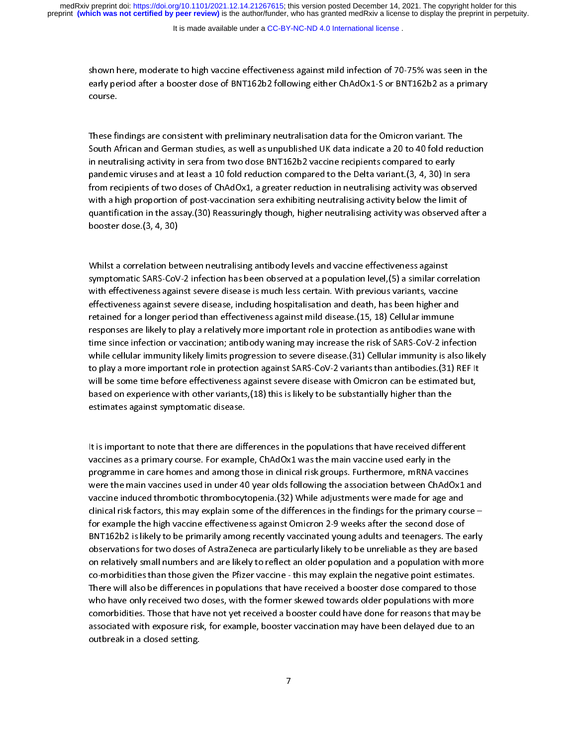shown here, moderate to high vaccine effectiveness against mild infection of 70-75% was seen in the early period after a booster dose of BNT162b2 following either ChAdOx1-S or BNT162b2 as a primary course.

These findings are consistent with preliminary neutralisation data for the Omicron variant. The South African and German studies, as well as unpublished UK data indicate a 20 to 40 fold reduction in neutralising activity in sera from two dose BNT162b2 vaccine recipients compared to early pandemic viruses and at least a 10 fold reduction compared to the Delta variant.(3, 4, 30) In sera from recipients of two doses of ChAdOx1, a greater reduction in neutralising activity was observed with a high proportion of post-vaccination sera exhibiting neutralising activity below the limit of quantification in the assay.(30) Reassuringly though, higher neutralising activity was observed after a booster dose.(3, 4, 30)

Whilst a correlation between neutralising antibody levels and vaccine effectiveness against symptomatic SARS-CoV-2 infection has been observed at a population level,(5) a similar correlation with effectiveness against severe disease is much less certain. With previous variants, vaccine effectiveness against severe disease, including hospitalisation and death, has been higher and retained for a longer period than effectiveness against mild disease.(15, 18) Cellular immune responses are likely to play a relatively more important role in protection as antibodies wane with time since infection or vaccination; antibody waning may increase the risk of SARS-CoV-2 infection while cellular immunity likely limits progression to severe disease.(31) Cellular immunity is also likely to play a more important role in protection against SARS-CoV-2 variants than antibodies.(31) REF It will be some time before effectiveness against severe disease with Omicron can be estimated but, based on experience with other variants,(18) this is likely to be substantially higher than the estimates against symptomatic disease.

It is important to note that there are differences in the populations that have received different vaccines as a primary course. For example, ChAdOx1 was the main vaccine used early in the programme in care homes and among those in clinical risk groups. Furthermore, mRNA vaccines were the main vaccines used in under 40 year olds following the association between ChAdOx1 and vaccine induced thrombotic thrombocytopenia.(32) While adjustments were made for age and clinical risk factors, this may explain some of the differences in the findings for the primary course – for example the high vaccine effectiveness against Omicron 2-9 weeks after the second dose of BNT162b2 is likely to be primarily among recently vaccinated young adults and teenagers. The early observations for two doses of AstraZeneca are particularly likely to be unreliable as they are based on relatively small numbers and are likely to reflect an older population and a population with more co-morbidities than those given the Pfizer vaccine - this may explain the negative point estimates. There will also be differences in populations that have received a booster dose compared to those who have only received two doses, with the former skewed towards older populations with more comorbidities. Those that have not yet received a booster could have done for reasons that may be associated with exposure risk, for example, booster vaccination may have been delayed due to an outbreak in a closed setting.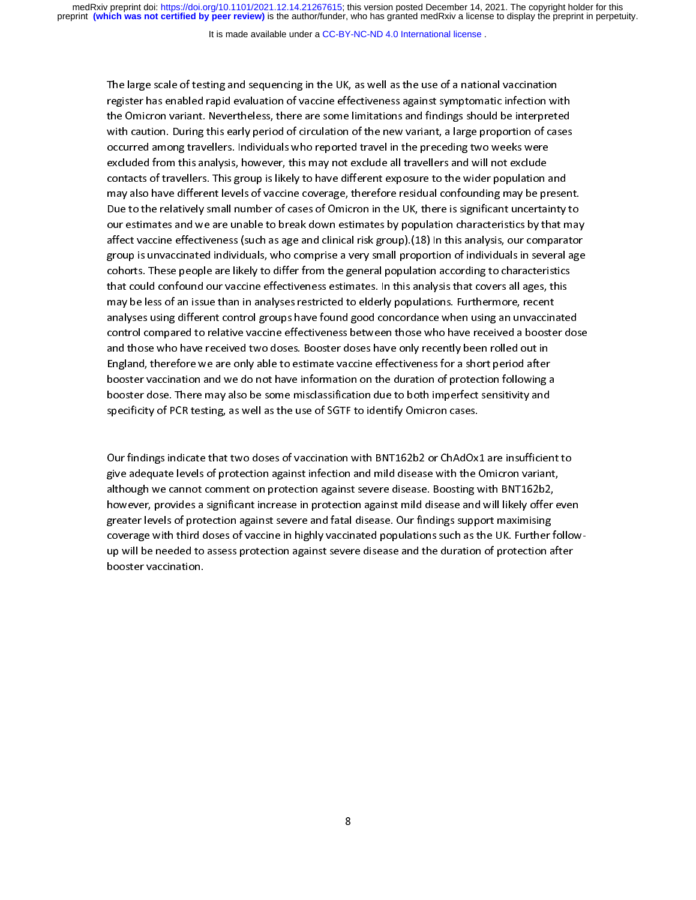The large scale of testing and sequencing in the UK, as well as the use of a national vaccination register has enabled rapid evaluation of vaccine effectiveness against symptomatic infection with the Omicron variant. Nevertheless, there are some limitations and findings should be interpreted with caution. During this early period of circulation of the new variant, a large proportion of cases occurred among travellers. Individuals who reported travel in the preceding two weeks were excluded from this analysis, however, this may not exclude all travellers and will not exclude contacts of travellers. This group is likely to have different exposure to the wider population and may also have different levels of vaccine coverage, therefore residual confounding may be present. Due to the relatively small number of cases of Omicron in the UK, there is significant uncertainty to our estimates and we are unable to break down estimates by population characteristics by that may affect vaccine effectiveness (such as age and clinical risk group).(18) In this analysis, our comparator group is unvaccinated individuals, who comprise a very small proportion of individuals in several age cohorts. These people are likely to differ from the general population according to characteristics that could confound our vaccine effectiveness estimates. In this analysis that covers all ages, this may be less of an issue than in analyses restricted to elderly populations. Furthermore, recent analyses using different control groups have found good concordance when using an unvaccinated control compared to relative vaccine effectiveness between those who have received a booster dose and those who have received two doses. Booster doses have only recently been rolled out in England, therefore we are only able to estimate vaccine effectiveness for a short period after booster vaccination and we do not have information on the duration of protection following a booster dose. There may also be some misclassification due to both imperfect sensitivity and specificity of PCR testing, as well as the use of SGTF to identify Omicron cases.

Our findings indicate that two doses of vaccination with BNT162b2 or ChAdOx1 are insufficient to give adequate levels of protection against infection and mild disease with the Omicron variant, although we cannot comment on protection against severe disease. Boosting with BNT162b2, however, provides a significant increase in protection against mild disease and will likely offer even greater levels of protection against severe and fatal disease. Our findings support maximising coverage with third doses of vaccine in highly vaccinated populations such as the UK. Further follow-up will be needed to assess protection against severe disease and the duration of protection after booster vaccination.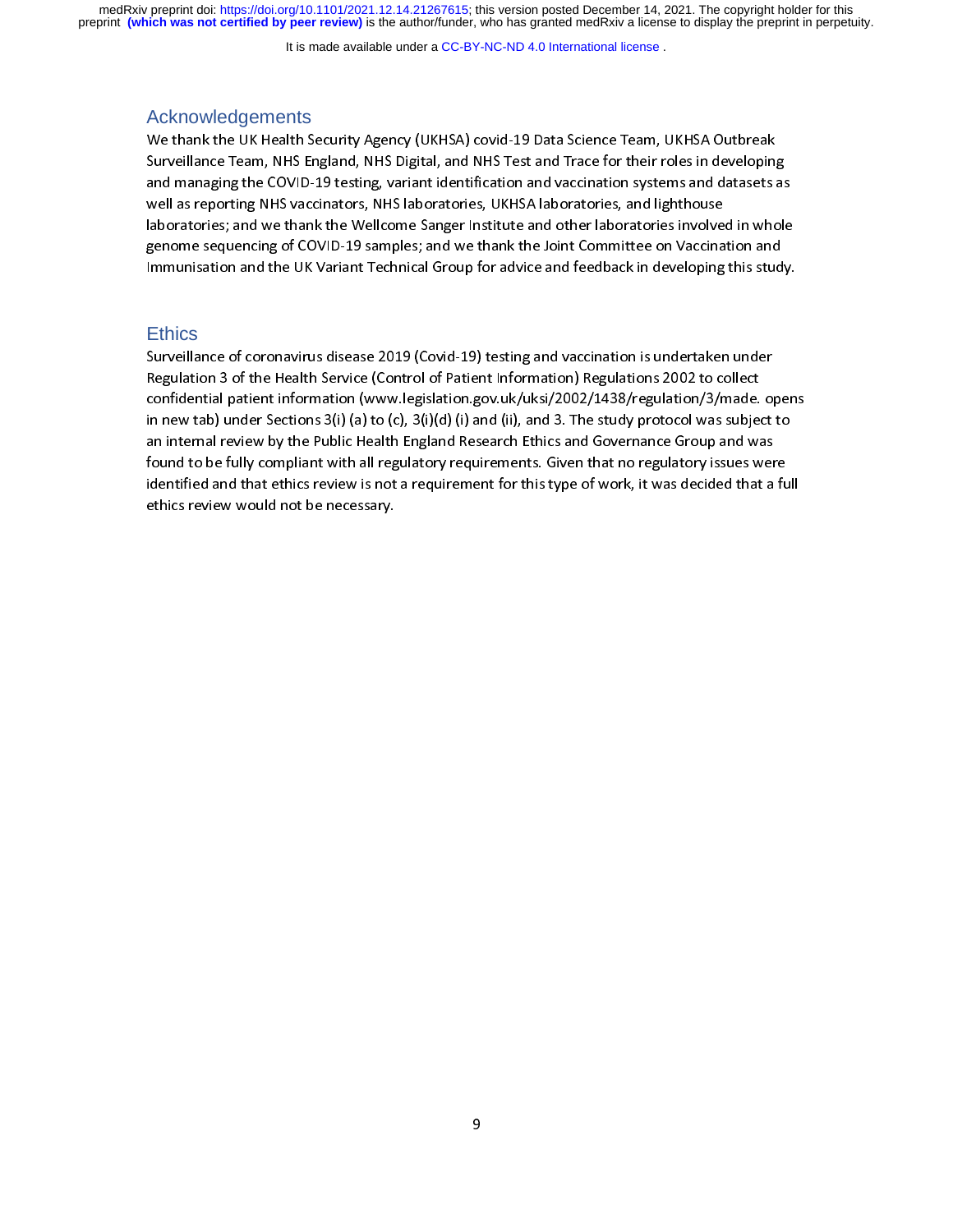## Acknowledgements

We thank the UK Health Security Agency (UKHSA) covid-19 Data Science Team, UKHSA Outbreak Surveillance Team, NHS England, NHS Digital, and NHS Test and Trace for their roles in developing and managing the COVID-19 testing, variant identification and vaccination systems and datasets as well as reporting NHS vaccinators, NHS laboratories, UKHSA laboratories, and lighthouse laboratories; and we thank the Wellcome Sanger Institute and other laboratories involved in whole genome sequencing of COVID-19 samples; and we thank the Joint Committee on Vaccination and Immunisation and the UK Variant Technical Group for advice and feedback in developing this study.

## Ethics

Surveillance of coronavirus disease 2019 (Covid-19) testing and vaccination is undertaken under Regulation 3 of the Health Service (Control of Patient Information) Regulations 2002 to collect confidential patient information (www.legislation.gov.uk/uksi/2002/1438/regulation/3/made. opens in new tab) under Sections 3(i) (a) to (c), 3(i)(d) (i) and (ii), and 3. The study protocol was subject to an internal review by the Public Health England Research Ethics and Governance Group and was found to be fully compliant with all regulatory requirements. Given that no regulatory issues were identified and that ethics review is not a requirement for this type of work, it was decided that a full ethics review would not be necessary.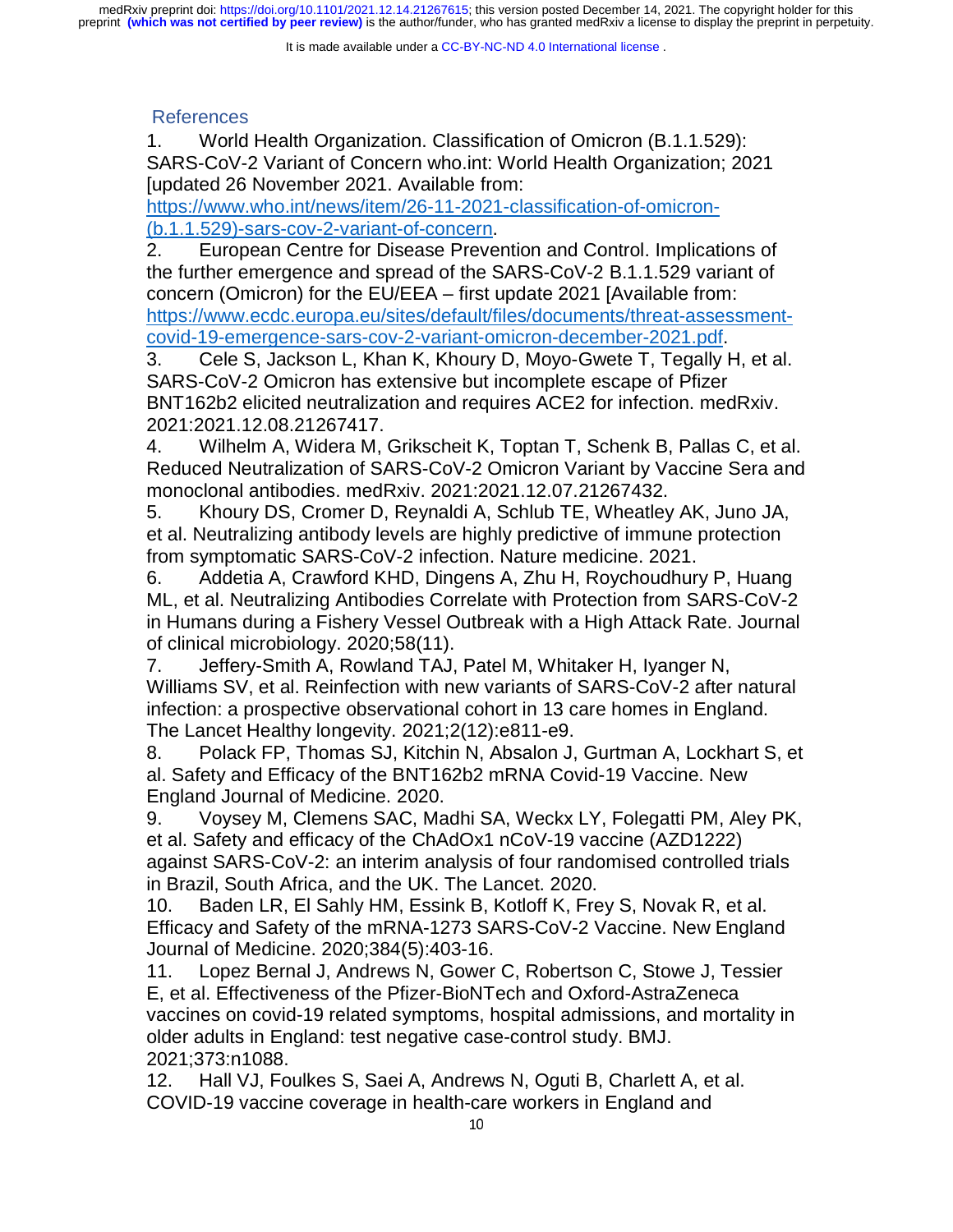## References

1. World Health Organization. Classification of Omicron (B.1.1.529): SARS-CoV-2 Variant of Concern who.int: World Health Organization; 2021 [updated 26 November 2021. Available from: https://www.who.int/news/item/26-11-2021-classification-of-omicron-(b.1.1.529)-sars-cov-2-variant-of-concern.
2. European Centre for Disease Prevention and Control. Implications of the further emergence and spread of the SARS-CoV-2 B.1.1.529 variant of concern (Omicron) for the EU/EEA – first update 2021 [Available from: https://www.ecdc.europa.eu/sites/default/files/documents/threat-assessment-covid-19-emergence-sars-cov-2-variant-omicron-december-2021.pdf.
3. Cele S, Jackson L, Khan K, Khoury D, Moyo-Gwete T, Tegally H, et al. SARS-CoV-2 Omicron has extensive but incomplete escape of Pfizer BNT162b2 elicited neutralization and requires ACE2 for infection. medRxiv. 2021:2021.12.08.21267417.
4. Wilhelm A, Widera M, Grikscheit K, Toptan T, Schenk B, Pallas C, et al. Reduced Neutralization of SARS-CoV-2 Omicron Variant by Vaccine Sera and monoclonal antibodies. medRxiv. 2021:2021.12.07.21267432.
5. Khoury DS, Cromer D, Reynaldi A, Schlub TE, Wheatley AK, Juno JA, et al. Neutralizing antibody levels are highly predictive of immune protection from symptomatic SARS-CoV-2 infection. Nature medicine. 2021.
6. Addetia A, Crawford KHD, Dingens A, Zhu H, Roychoudhury P, Huang ML, et al. Neutralizing Antibodies Correlate with Protection from SARS-CoV-2 in Humans during a Fishery Vessel Outbreak with a High Attack Rate. Journal of clinical microbiology. 2020;58(11).
7. Jeffery-Smith A, Rowland TAJ, Patel M, Whitaker H, Iyanger N, Williams SV, et al. Reinfection with new variants of SARS-CoV-2 after natural infection: a prospective observational cohort in 13 care homes in England. The Lancet Healthy longevity. 2021;2(12):e811-e9.
8. Polack FP, Thomas SJ, Kitchin N, Absalon J, Gurtman A, Lockhart S, et al. Safety and Efficacy of the BNT162b2 mRNA Covid-19 Vaccine. New England Journal of Medicine. 2020.
9. Voysey M, Clemens SAC, Madhi SA, Weckx LY, Folegatti PM, Aley PK, et al. Safety and efficacy of the ChAdOx1 nCoV-19 vaccine (AZD1222) against SARS-CoV-2: an interim analysis of four randomised controlled trials in Brazil, South Africa, and the UK. The Lancet. 2020.
10. Baden LR, El Sahly HM, Essink B, Kotloff K, Frey S, Novak R, et al. Efficacy and Safety of the mRNA-1273 SARS-CoV-2 Vaccine. New England Journal of Medicine. 2020;384(5):403-16.
11. Lopez Bernal J, Andrews N, Gower C, Robertson C, Stowe J, Tessier E, et al. Effectiveness of the Pfizer-BioNTech and Oxford-AstraZeneca vaccines on covid-19 related symptoms, hospital admissions, and mortality in older adults in England: test negative case-control study. BMJ. 2021;373:n1088.
12. Hall VJ, Foulkes S, Saei A, Andrews N, Oguti B, Charlett A, et al. COVID-19 vaccine coverage in health-care workers in England and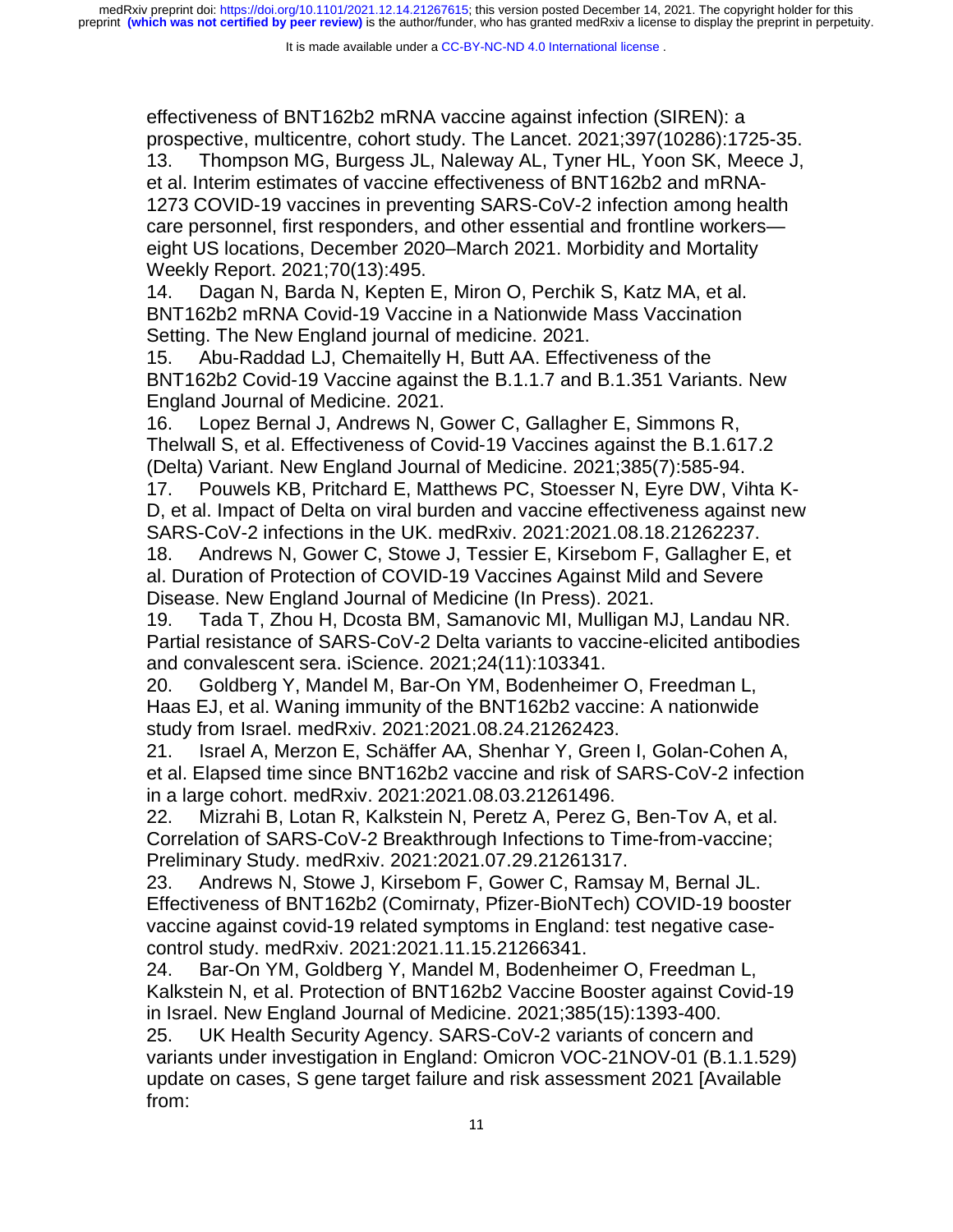effectiveness of BNT162b2 mRNA vaccine against infection (SIREN): a prospective, multicentre, cohort study. The Lancet. 2021;397(10286):1725-35.

13. Thompson MG, Burgess JL, Naleway AL, Tyner HL, Yoon SK, Meece J, et al. Interim estimates of vaccine effectiveness of BNT162b2 and mRNA-1273 COVID-19 vaccines in preventing SARS-CoV-2 infection among health care personnel, first responders, and other essential and frontline workers—eight US locations, December 2020–March 2021. Morbidity and Mortality Weekly Report. 2021;70(13):495.

14. Dagan N, Barda N, Kepten E, Miron O, Perchik S, Katz MA, et al. BNT162b2 mRNA Covid-19 Vaccine in a Nationwide Mass Vaccination Setting. The New England journal of medicine. 2021.

15. Abu-Raddad LJ, Chemaitelly H, Butt AA. Effectiveness of the BNT162b2 Covid-19 Vaccine against the B.1.1.7 and B.1.351 Variants. New England Journal of Medicine. 2021.

16. Lopez Bernal J, Andrews N, Gower C, Gallagher E, Simmons R, Thelwall S, et al. Effectiveness of Covid-19 Vaccines against the B.1.617.2 (Delta) Variant. New England Journal of Medicine. 2021;385(7):585-94.

17. Pouwels KB, Pritchard E, Matthews PC, Stoesser N, Eyre DW, Vihta K-D, et al. Impact of Delta on viral burden and vaccine effectiveness against new SARS-CoV-2 infections in the UK. medRxiv. 2021:2021.08.18.21262237.

18. Andrews N, Gower C, Stowe J, Tessier E, Kirsebom F, Gallagher E, et al. Duration of Protection of COVID-19 Vaccines Against Mild and Severe Disease. New England Journal of Medicine (In Press). 2021.

19. Tada T, Zhou H, Dcosta BM, Samanovic MI, Mulligan MJ, Landau NR. Partial resistance of SARS-CoV-2 Delta variants to vaccine-elicited antibodies and convalescent sera. iScience. 2021;24(11):103341.

20. Goldberg Y, Mandel M, Bar-On YM, Bodenheimer O, Freedman L, Haas EJ, et al. Waning immunity of the BNT162b2 vaccine: A nationwide study from Israel. medRxiv. 2021:2021.08.24.21262423.

21. Israel A, Merzon E, Schäffer AA, Shenhar Y, Green I, Golan-Cohen A, et al. Elapsed time since BNT162b2 vaccine and risk of SARS-CoV-2 infection in a large cohort. medRxiv. 2021:2021.08.03.21261496.

22. Mizrahi B, Lotan R, Kalkstein N, Peretz A, Perez G, Ben-Tov A, et al. Correlation of SARS-CoV-2 Breakthrough Infections to Time-from-vaccine; Preliminary Study. medRxiv. 2021:2021.07.29.21261317.

23. Andrews N, Stowe J, Kirsebom F, Gower C, Ramsay M, Bernal JL. Effectiveness of BNT162b2 (Comirnaty, Pfizer-BioNTech) COVID-19 booster vaccine against covid-19 related symptoms in England: test negative case-control study. medRxiv. 2021:2021.11.15.21266341.

24. Bar-On YM, Goldberg Y, Mandel M, Bodenheimer O, Freedman L, Kalkstein N, et al. Protection of BNT162b2 Vaccine Booster against Covid-19 in Israel. New England Journal of Medicine. 2021;385(15):1393-400.

25. UK Health Security Agency. SARS-CoV-2 variants of concern and variants under investigation in England: Omicron VOC-21NOV-01 (B.1.1.529) update on cases, S gene target failure and risk assessment 2021 [Available from: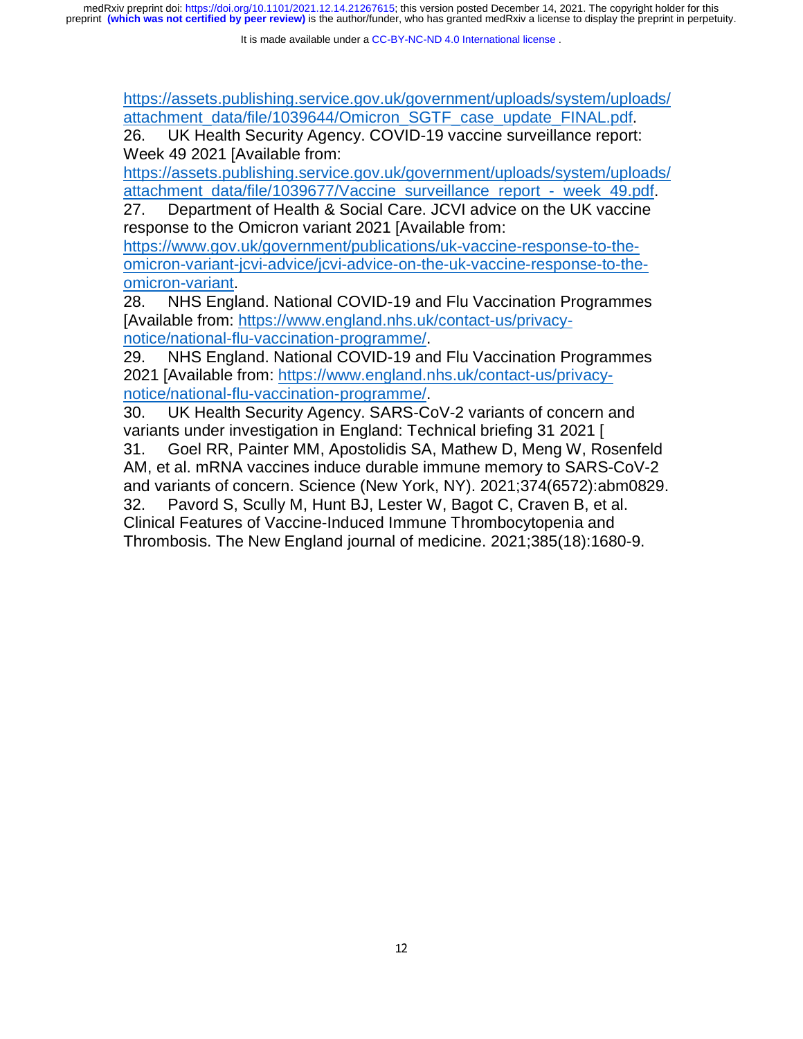https://assets.publishing.service.gov.uk/government/uploads/system/uploads/attachment_data/file/1039644/Omicron_SGTF_case_update_FINAL.pdf.

26. UK Health Security Agency. COVID-19 vaccine surveillance report: Week 49 2021 [Available from: https://assets.publishing.service.gov.uk/government/uploads/system/uploads/attachment_data/file/1039677/Vaccine_surveillance_report_-_week_49.pdf.

27. Department of Health & Social Care. JCVI advice on the UK vaccine response to the Omicron variant 2021 [Available from: https://www.gov.uk/government/publications/uk-vaccine-response-to-the-omicron-variant-jcvi-advice/jcvi-advice-on-the-uk-vaccine-response-to-the-omicron-variant.

28. NHS England. National COVID-19 and Flu Vaccination Programmes [Available from: https://www.england.nhs.uk/contact-us/privacy-notice/national-flu-vaccination-programme/.

29. NHS England. National COVID-19 and Flu Vaccination Programmes 2021 [Available from: https://www.england.nhs.uk/contact-us/privacy-notice/national-flu-vaccination-programme/.

30. UK Health Security Agency. SARS-CoV-2 variants of concern and variants under investigation in England: Technical briefing 31 2021 [

31. Goel RR, Painter MM, Apostolidis SA, Mathew D, Meng W, Rosenfeld AM, et al. mRNA vaccines induce durable immune memory to SARS-CoV-2 and variants of concern. Science (New York, NY). 2021;374(6572):abm0829.

32. Pavord S, Scully M, Hunt BJ, Lester W, Bagot C, Craven B, et al. Clinical Features of Vaccine-Induced Immune Thrombocytopenia and Thrombosis. The New England journal of medicine. 2021;385(18):1680-9.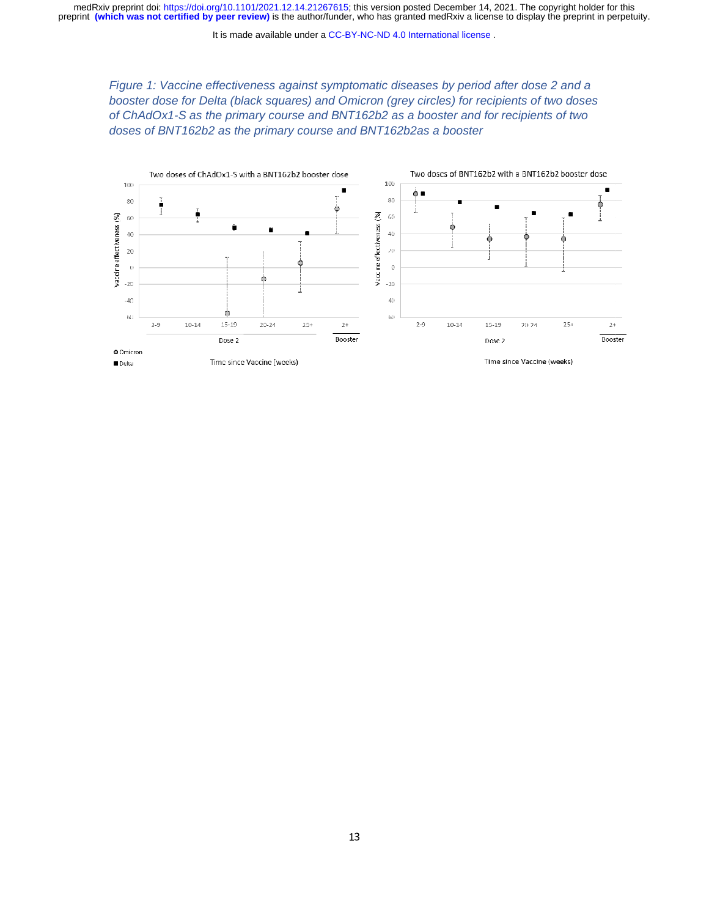*Figure 1: Vaccine effectiveness against symptomatic diseases by period after dose 2 and a booster dose for Delta (black squares) and Omicron (grey circles) for recipients of two doses of ChAdOx1-S as the primary course and BNT162b2 as a booster and for recipients of two doses of BNT162b2 as the primary course and BNT162b2as a booster*

Two doses of ChAdOx1-S with a BNT162b2 booster dose

Vaccine effectiveness (%)

100
80
60
40
20
0
-20
-40
-60

2-9
10-14
15-19
20-24
25+
2+

Dose 2
Booster

Time since Vaccine (weeks)

Omicron
Delta

Two doses of BNT162b2 with a BNT162b2 booster dose

Vaccine effectiveness (%)

100
80
60
40
20
0
-20
-40
-60

2-9
10-14
15-19
20-24
25+
2+

Dose 2
Booster

Time since Vaccine (weeks)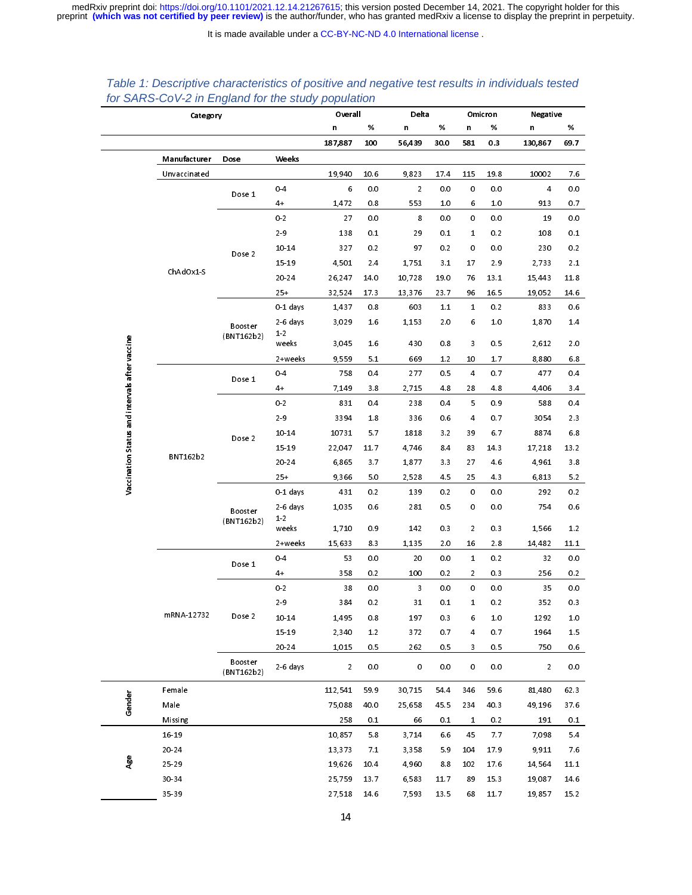*Table 1: Descriptive characteristics of positive and negative test results in individuals tested for SARS-CoV-2 in England for the study population*

| Category | | | | Overall | | Delta | | Omicron | | Negative | |
|---|---|---|---|---|---|---|---|---|---|---|---|
| | | | | n | % | n | % | n | % | n | % |
| | | | | 187,887 | 100 | 56,439 | 30.0 | 581 | 0.3 | 130,867 | 69.7 |
| Vaccination Status and intervals after vaccine | Manufacturer | Dose | Weeks | | | | | | | | |
| | Unvaccinated | | | 19,940 | 10.6 | 9,823 | 17.4 | 115 | 19.8 | 10002 | 7.6 |
| | ChAdOx1-S | Dose 1 | 0-4 | 6 | 0.0 | 2 | 0.0 | 0 | 0.0 | 4 | 0.0 |
| | | | 4+ | 1,472 | 0.8 | 553 | 1.0 | 6 | 1.0 | 913 | 0.7 |
| | | Dose 2 | 0-2 | 27 | 0.0 | 8 | 0.0 | 0 | 0.0 | 19 | 0.0 |
| | | | 2-9 | 138 | 0.1 | 29 | 0.1 | 1 | 0.2 | 108 | 0.1 |
| | | | 10-14 | 327 | 0.2 | 97 | 0.2 | 0 | 0.0 | 230 | 0.2 |
| | | | 15-19 | 4,501 | 2.4 | 1,751 | 3.1 | 17 | 2.9 | 2,733 | 2.1 |
| | | | 20-24 | 26,247 | 14.0 | 10,728 | 19.0 | 76 | 13.1 | 15,443 | 11.8 |
| | | | 25+ | 32,524 | 17.3 | 13,376 | 23.7 | 96 | 16.5 | 19,052 | 14.6 |
| | | Booster (BNT162b2) | 0-1 days | 1,437 | 0.8 | 603 | 1.1 | 1 | 0.2 | 833 | 0.6 |
| | | | 2-6 days | 3,029 | 1.6 | 1,153 | 2.0 | 6 | 1.0 | 1,870 | 1.4 |
| | | | 1-2 weeks | 3,045 | 1.6 | 430 | 0.8 | 3 | 0.5 | 2,612 | 2.0 |
| | | | 2+weeks | 9,559 | 5.1 | 669 | 1.2 | 10 | 1.7 | 8,880 | 6.8 |
| | BNT162b2 | Dose 1 | 0-4 | 758 | 0.4 | 277 | 0.5 | 4 | 0.7 | 477 | 0.4 |
| | | | 4+ | 7,149 | 3.8 | 2,715 | 4.8 | 28 | 4.8 | 4,406 | 3.4 |
| | | Dose 2 | 0-2 | 831 | 0.4 | 238 | 0.4 | 5 | 0.9 | 588 | 0.4 |
| | | | 2-9 | 3394 | 1.8 | 336 | 0.6 | 4 | 0.7 | 3054 | 2.3 |
| | | | 10-14 | 10731 | 5.7 | 1818 | 3.2 | 39 | 6.7 | 8874 | 6.8 |
| | | | 15-19 | 22,047 | 11.7 | 4,746 | 8.4 | 83 | 14.3 | 17,218 | 13.2 |
| | | | 20-24 | 6,865 | 3.7 | 1,877 | 3.3 | 27 | 4.6 | 4,961 | 3.8 |
| | | | 25+ | 9,366 | 5.0 | 2,528 | 4.5 | 25 | 4.3 | 6,813 | 5.2 |
| | | Booster (BNT162b2) | 0-1 days | 431 | 0.2 | 139 | 0.2 | 0 | 0.0 | 292 | 0.2 |
| | | | 2-6 days | 1,035 | 0.6 | 281 | 0.5 | 0 | 0.0 | 754 | 0.6 |
| | | | 1-2 weeks | 1,710 | 0.9 | 142 | 0.3 | 2 | 0.3 | 1,566 | 1.2 |
| | | | 2+weeks | 15,633 | 8.3 | 1,135 | 2.0 | 16 | 2.8 | 14,482 | 11.1 |
| | mRNA-12732 | Dose 1 | 0-4 | 53 | 0.0 | 20 | 0.0 | 1 | 0.2 | 32 | 0.0 |
| | | | 4+ | 358 | 0.2 | 100 | 0.2 | 2 | 0.3 | 256 | 0.2 |
| | | Dose 2 | 0-2 | 38 | 0.0 | 3 | 0.0 | 0 | 0.0 | 35 | 0.0 |
| | | | 2-9 | 384 | 0.2 | 31 | 0.1 | 1 | 0.2 | 352 | 0.3 |
| | | | 10-14 | 1,495 | 0.8 | 197 | 0.3 | 6 | 1.0 | 1292 | 1.0 |
| | | | 15-19 | 2,340 | 1.2 | 372 | 0.7 | 4 | 0.7 | 1964 | 1.5 |
| | | | 20-24 | 1,015 | 0.5 | 262 | 0.5 | 3 | 0.5 | 750 | 0.6 |
| | | Booster (BNT162b2) | 2-6 days | 2 | 0.0 | 0 | 0.0 | 0 | 0.0 | 2 | 0.0 |
| Gender | Female | | | 112,541 | 59.9 | 30,715 | 54.4 | 346 | 59.6 | 81,480 | 62.3 |
| | Male | | | 75,088 | 40.0 | 25,658 | 45.5 | 234 | 40.3 | 49,196 | 37.6 |
| | Missing | | | 258 | 0.1 | 66 | 0.1 | 1 | 0.2 | 191 | 0.1 |
| Age | 16-19 | | | 10,857 | 5.8 | 3,714 | 6.6 | 45 | 7.7 | 7,098 | 5.4 |
| | 20-24 | | | 13,373 | 7.1 | 3,358 | 5.9 | 104 | 17.9 | 9,911 | 7.6 |
| | 25-29 | | | 19,626 | 10.4 | 4,960 | 8.8 | 102 | 17.6 | 14,564 | 11.1 |
| | 30-34 | | | 25,759 | 13.7 | 6,583 | 11.7 | 89 | 15.3 | 19,087 | 14.6 |
| | 35-39 | | | 27,518 | 14.6 | 7,593 | 13.5 | 68 | 11.7 | 19,857 | 15.2 |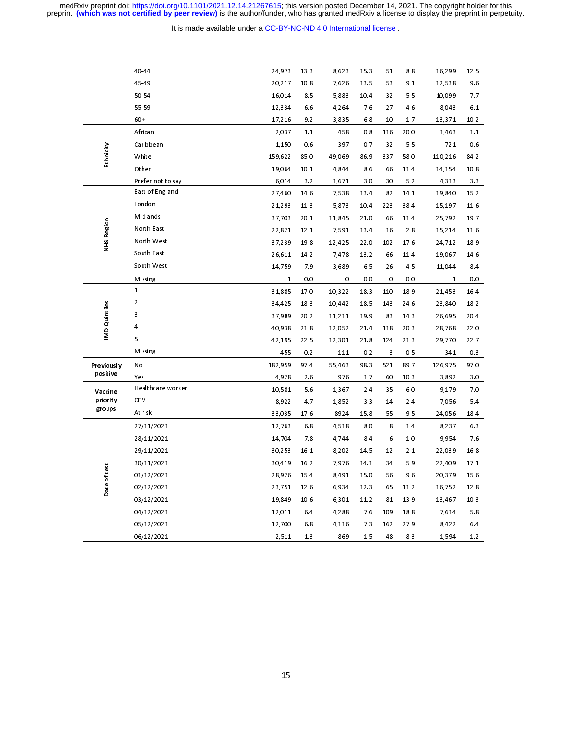| | | | | | | | | | |
|---|---|---|---|---|---|---|---|---|---|
| | 40-44 | 24,973 | 13.3 | 8,623 | 15.3 | 51 | 8.8 | 16,299 | 12.5 |
| | 45-49 | 20,217 | 10.8 | 7,626 | 13.5 | 53 | 9.1 | 12,538 | 9.6 |
| | 50-54 | 16,014 | 8.5 | 5,883 | 10.4 | 32 | 5.5 | 10,099 | 7.7 |
| | 55-59 | 12,334 | 6.6 | 4,264 | 7.6 | 27 | 4.6 | 8,043 | 6.1 |
| | 60+ | 17,216 | 9.2 | 3,835 | 6.8 | 10 | 1.7 | 13,371 | 10.2 |
| Ethnicity | African | 2,037 | 1.1 | 458 | 0.8 | 116 | 20.0 | 1,463 | 1.1 |
| | Caribbean | 1,150 | 0.6 | 397 | 0.7 | 32 | 5.5 | 721 | 0.6 |
| | White | 159,622 | 85.0 | 49,069 | 86.9 | 337 | 58.0 | 110,216 | 84.2 |
| | Other | 19,064 | 10.1 | 4,844 | 8.6 | 66 | 11.4 | 14,154 | 10.8 |
| | Prefer not to say | 6,014 | 3.2 | 1,671 | 3.0 | 30 | 5.2 | 4,313 | 3.3 |
| NHS Region | East of England | 27,460 | 14.6 | 7,538 | 13.4 | 82 | 14.1 | 19,840 | 15.2 |
| | London | 21,293 | 11.3 | 5,873 | 10.4 | 223 | 38.4 | 15,197 | 11.6 |
| | Midlands | 37,703 | 20.1 | 11,845 | 21.0 | 66 | 11.4 | 25,792 | 19.7 |
| | North East | 22,821 | 12.1 | 7,591 | 13.4 | 16 | 2.8 | 15,214 | 11.6 |
| | North West | 37,239 | 19.8 | 12,425 | 22.0 | 102 | 17.6 | 24,712 | 18.9 |
| | South East | 26,611 | 14.2 | 7,478 | 13.2 | 66 | 11.4 | 19,067 | 14.6 |
| | South West | 14,759 | 7.9 | 3,689 | 6.5 | 26 | 4.5 | 11,044 | 8.4 |
| | Missing | 1 | 0.0 | 0 | 0.0 | 0 | 0.0 | 1 | 0.0 |
| IMD Quintiles | 1 | 31,885 | 17.0 | 10,322 | 18.3 | 110 | 18.9 | 21,453 | 16.4 |
| | 2 | 34,425 | 18.3 | 10,442 | 18.5 | 143 | 24.6 | 23,840 | 18.2 |
| | 3 | 37,989 | 20.2 | 11,211 | 19.9 | 83 | 14.3 | 26,695 | 20.4 |
| | 4 | 40,938 | 21.8 | 12,052 | 21.4 | 118 | 20.3 | 28,768 | 22.0 |
| | 5 | 42,195 | 22.5 | 12,301 | 21.8 | 124 | 21.3 | 29,770 | 22.7 |
| | Missing | 455 | 0.2 | 111 | 0.2 | 3 | 0.5 | 341 | 0.3 |
| Previously positive | No | 182,959 | 97.4 | 55,463 | 98.3 | 521 | 89.7 | 126,975 | 97.0 |
| | Yes | 4,928 | 2.6 | 976 | 1.7 | 60 | 10.3 | 3,892 | 3.0 |
| Vaccine priority groups | Healthcare worker | 10,581 | 5.6 | 1,367 | 2.4 | 35 | 6.0 | 9,179 | 7.0 |
| | CEV | 8,922 | 4.7 | 1,852 | 3.3 | 14 | 2.4 | 7,056 | 5.4 |
| | At risk | 33,035 | 17.6 | 8924 | 15.8 | 55 | 9.5 | 24,056 | 18.4 |
| Date of test | 27/11/2021 | 12,763 | 6.8 | 4,518 | 8.0 | 8 | 1.4 | 8,237 | 6.3 |
| | 28/11/2021 | 14,704 | 7.8 | 4,744 | 8.4 | 6 | 1.0 | 9,954 | 7.6 |
| | 29/11/2021 | 30,253 | 16.1 | 8,202 | 14.5 | 12 | 2.1 | 22,039 | 16.8 |
| | 30/11/2021 | 30,419 | 16.2 | 7,976 | 14.1 | 34 | 5.9 | 22,409 | 17.1 |
| | 01/12/2021 | 28,926 | 15.4 | 8,491 | 15.0 | 56 | 9.6 | 20,379 | 15.6 |
| | 02/12/2021 | 23,751 | 12.6 | 6,934 | 12.3 | 65 | 11.2 | 16,752 | 12.8 |
| | 03/12/2021 | 19,849 | 10.6 | 6,301 | 11.2 | 81 | 13.9 | 13,467 | 10.3 |
| | 04/12/2021 | 12,011 | 6.4 | 4,288 | 7.6 | 109 | 18.8 | 7,614 | 5.8 |
| | 05/12/2021 | 12,700 | 6.8 | 4,116 | 7.3 | 162 | 27.9 | 8,422 | 6.4 |
| | 06/12/2021 | 2,511 | 1.3 | 869 | 1.5 | 48 | 8.3 | 1,594 | 1.2 |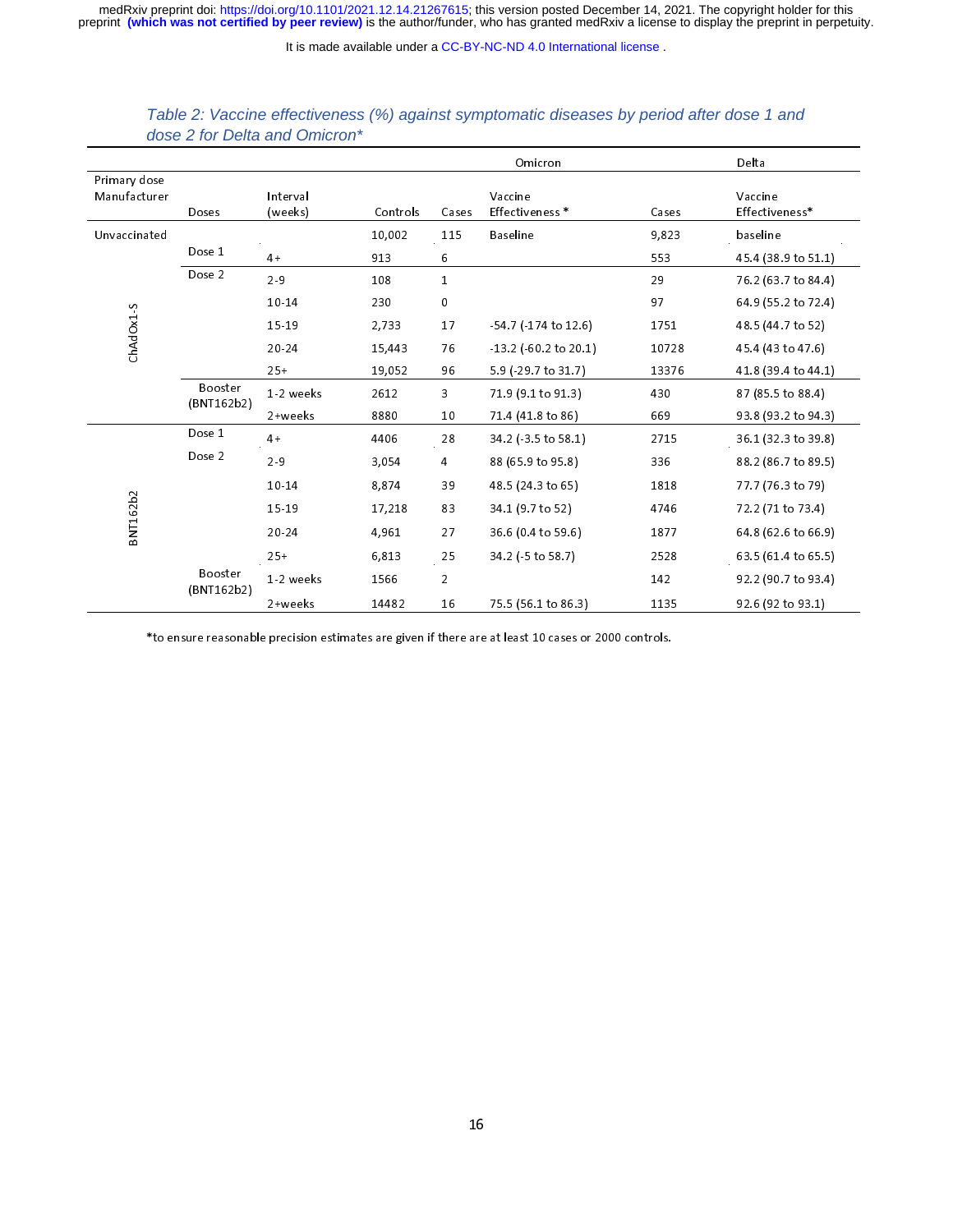*Table 2: Vaccine effectiveness (%) against symptomatic diseases by period after dose 1 and dose 2 for Delta and Omicron\**

| | | | | Omicron | | Delta | |
|---|---|---|---|---|---|---|---|
| Primary dose Manufacturer | Doses | Interval (weeks) | Controls | Cases | Vaccine Effectiveness * | Cases | Vaccine Effectiveness* |
| Unvaccinated | | | 10,002 | 115 | Baseline | 9,823 | baseline |
| ChAdOx1-S | Dose 1 | 4+ | 913 | 6 | | 553 | 45.4 (38.9 to 51.1) |
| | Dose 2 | 2-9 | 108 | 1 | | 29 | 76.2 (63.7 to 84.4) |
| | | 10-14 | 230 | 0 | | 97 | 64.9 (55.2 to 72.4) |
| | | 15-19 | 2,733 | 17 | -54.7 (-174 to 12.6) | 1751 | 48.5 (44.7 to 52) |
| | | 20-24 | 15,443 | 76 | -13.2 (-60.2 to 20.1) | 10728 | 45.4 (43 to 47.6) |
| | | 25+ | 19,052 | 96 | 5.9 (-29.7 to 31.7) | 13376 | 41.8 (39.4 to 44.1) |
| | Booster (BNT162b2) | 1-2 weeks | 2612 | 3 | 71.9 (9.1 to 91.3) | 430 | 87 (85.5 to 88.4) |
| | | 2+weeks | 8880 | 10 | 71.4 (41.8 to 86) | 669 | 93.8 (93.2 to 94.3) |
| BNT162b2 | Dose 1 | 4+ | 4406 | 28 | 34.2 (-3.5 to 58.1) | 2715 | 36.1 (32.3 to 39.8) |
| | Dose 2 | 2-9 | 3,054 | 4 | 88 (65.9 to 95.8) | 336 | 88.2 (86.7 to 89.5) |
| | | 10-14 | 8,874 | 39 | 48.5 (24.3 to 65) | 1818 | 77.7 (76.3 to 79) |
| | | 15-19 | 17,218 | 83 | 34.1 (9.7 to 52) | 4746 | 72.2 (71 to 73.4) |
| | | 20-24 | 4,961 | 27 | 36.6 (0.4 to 59.6) | 1877 | 64.8 (62.6 to 66.9) |
| | | 25+ | 6,813 | 25 | 34.2 (-5 to 58.7) | 2528 | 63.5 (61.4 to 65.5) |
| | Booster (BNT162b2) | 1-2 weeks | 1566 | 2 | | 142 | 92.2 (90.7 to 93.4) |
| | | 2+weeks | 14482 | 16 | 75.5 (56.1 to 86.3) | 1135 | 92.6 (92 to 93.1) |

*to ensure reasonable precision estimates are given if there are at least 10 cases or 2000 controls.